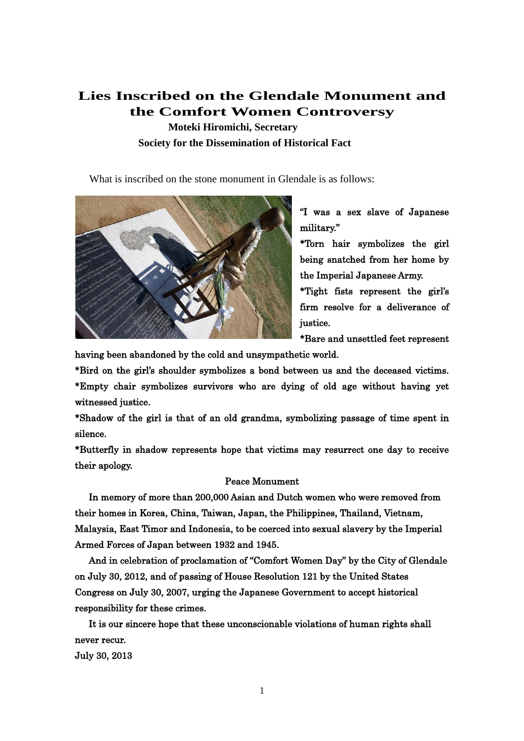# Lies Inscribed on the Glendale Monument and the Comfort Women Controversy

**Moteki Hiromichi, Secretary**

**Society for the Dissemination of Historical Fact**

What is inscribed on the stone monument in Glendale is as follows:

"I was a sex slave of Japanese military."

*Torn hair symbolizes the girl being snatched from her home by the Imperial Japanese Army.

*Tight fists represent the girl's firm resolve for a deliverance of justice.

*Bare and unsettled feet represent having been abandoned by the cold and unsympathetic world.

*Bird on the girl's shoulder symbolizes a bond between us and the deceased victims.

*Empty chair symbolizes survivors who are dying of old age without having yet witnessed justice.

*Shadow of the girl is that of an old grandma, symbolizing passage of time spent in silence.

*Butterfly in shadow represents hope that victims may resurrect one day to receive their apology.

Peace Monument

In memory of more than 200,000 Asian and Dutch women who were removed from their homes in Korea, China, Taiwan, Japan, the Philippines, Thailand, Vietnam, Malaysia, East Timor and Indonesia, to be coerced into sexual slavery by the Imperial Armed Forces of Japan between 1932 and 1945.

And in celebration of proclamation of "Comfort Women Day" by the City of Glendale on July 30, 2012, and of passing of House Resolution 121 by the United States Congress on July 30, 2007, urging the Japanese Government to accept historical responsibility for these crimes.

It is our sincere hope that these unconscionable violations of human rights shall never recur.

July 30, 2013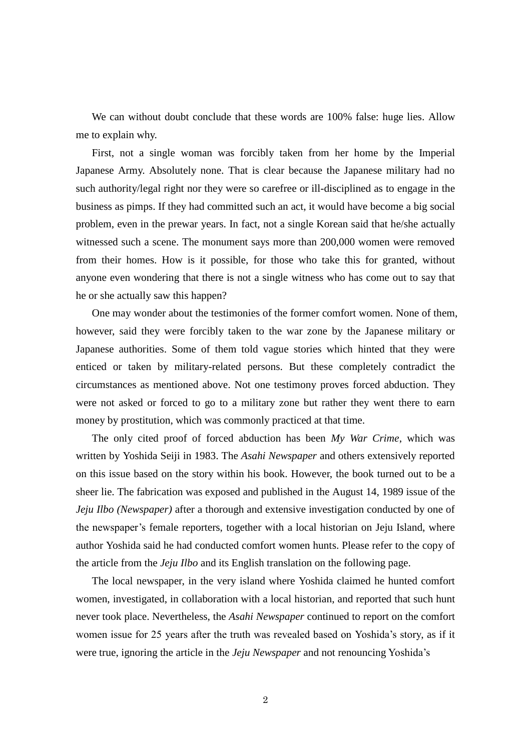We can without doubt conclude that these words are 100% false: huge lies. Allow me to explain why.

First, not a single woman was forcibly taken from her home by the Imperial Japanese Army. Absolutely none. That is clear because the Japanese military had no such authority/legal right nor they were so carefree or ill-disciplined as to engage in the business as pimps. If they had committed such an act, it would have become a big social problem, even in the prewar years. In fact, not a single Korean said that he/she actually witnessed such a scene. The monument says more than 200,000 women were removed from their homes. How is it possible, for those who take this for granted, without anyone even wondering that there is not a single witness who has come out to say that he or she actually saw this happen?

One may wonder about the testimonies of the former comfort women. None of them, however, said they were forcibly taken to the war zone by the Japanese military or Japanese authorities. Some of them told vague stories which hinted that they were enticed or taken by military-related persons. But these completely contradict the circumstances as mentioned above. Not one testimony proves forced abduction. They were not asked or forced to go to a military zone but rather they went there to earn money by prostitution, which was commonly practiced at that time.

The only cited proof of forced abduction has been *My War Crime*, which was written by Yoshida Seiji in 1983. The *Asahi Newspaper* and others extensively reported on this issue based on the story within his book. However, the book turned out to be a sheer lie. The fabrication was exposed and published in the August 14, 1989 issue of the *Jeju Ilbo (Newspaper)* after a thorough and extensive investigation conducted by one of the newspaper's female reporters, together with a local historian on Jeju Island, where author Yoshida said he had conducted comfort women hunts. Please refer to the copy of the article from the *Jeju Ilbo* and its English translation on the following page.

The local newspaper, in the very island where Yoshida claimed he hunted comfort women, investigated, in collaboration with a local historian, and reported that such hunt never took place. Nevertheless, the *Asahi Newspaper* continued to report on the comfort women issue for 25 years after the truth was revealed based on Yoshida's story, as if it were true, ignoring the article in the *Jeju Newspaper* and not renouncing Yoshida's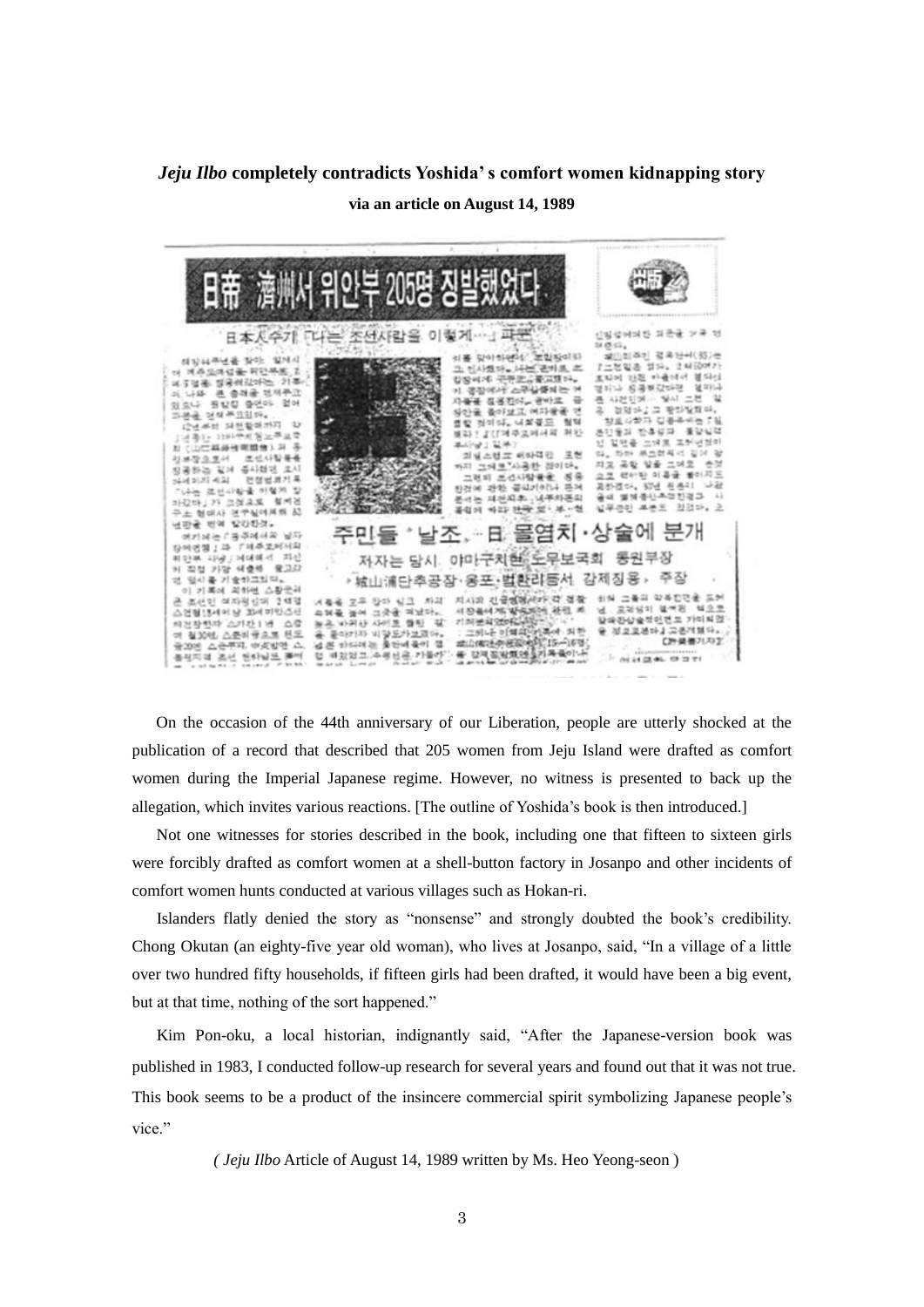## *Jeju Ilbo* completely contradicts Yoshida's comfort women kidnapping story

**via an article on August 14, 1989**

日帝 濟州서 위안부 205명 징발했었다

日本人수기 「나는 조선사람을 이렇게…」 파문

주민들 '날조'…日 몰염치·상술에 분개

저자는 당시 야마구치현 노무보국회 동원부장

城山浦단추공장·용포·법환리등서 강제징용, 주장

On the occasion of the 44th anniversary of our Liberation, people are utterly shocked at the publication of a record that described that 205 women from Jeju Island were drafted as comfort women during the Imperial Japanese regime. However, no witness is presented to back up the allegation, which invites various reactions. [The outline of Yoshida's book is then introduced.]

Not one witnesses for stories described in the book, including one that fifteen to sixteen girls were forcibly drafted as comfort women at a shell-button factory in Josanpo and other incidents of comfort women hunts conducted at various villages such as Hokan-ri.

Islanders flatly denied the story as "nonsense" and strongly doubted the book's credibility. Chong Okutan (an eighty-five year old woman), who lives at Josanpo, said, "In a village of a little over two hundred fifty households, if fifteen girls had been drafted, it would have been a big event, but at that time, nothing of the sort happened."

Kim Pon-oku, a local historian, indignantly said, "After the Japanese-version book was published in 1983, I conducted follow-up research for several years and found out that it was not true. This book seems to be a product of the insincere commercial spirit symbolizing Japanese people's vice."

*( Jeju Ilbo* Article of August 14, 1989 written by Ms. Heo Yeong-seon )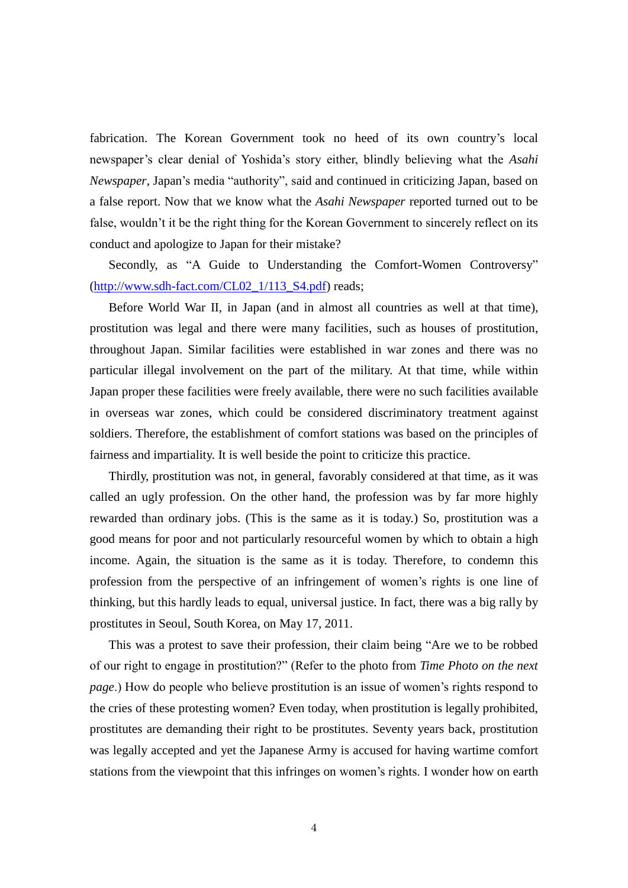fabrication. The Korean Government took no heed of its own country's local newspaper's clear denial of Yoshida's story either, blindly believing what the *Asahi Newspaper*, Japan's media "authority", said and continued in criticizing Japan, based on a false report. Now that we know what the *Asahi Newspaper* reported turned out to be false, wouldn't it be the right thing for the Korean Government to sincerely reflect on its conduct and apologize to Japan for their mistake?

Secondly, as "A Guide to Understanding the Comfort-Women Controversy" (http://www.sdh-fact.com/CL02_1/113_S4.pdf) reads;

Before World War II, in Japan (and in almost all countries as well at that time), prostitution was legal and there were many facilities, such as houses of prostitution, throughout Japan. Similar facilities were established in war zones and there was no particular illegal involvement on the part of the military. At that time, while within Japan proper these facilities were freely available, there were no such facilities available in overseas war zones, which could be considered discriminatory treatment against soldiers. Therefore, the establishment of comfort stations was based on the principles of fairness and impartiality. It is well beside the point to criticize this practice.

Thirdly, prostitution was not, in general, favorably considered at that time, as it was called an ugly profession. On the other hand, the profession was by far more highly rewarded than ordinary jobs. (This is the same as it is today.) So, prostitution was a good means for poor and not particularly resourceful women by which to obtain a high income. Again, the situation is the same as it is today. Therefore, to condemn this profession from the perspective of an infringement of women's rights is one line of thinking, but this hardly leads to equal, universal justice. In fact, there was a big rally by prostitutes in Seoul, South Korea, on May 17, 2011.

This was a protest to save their profession, their claim being "Are we to be robbed of our right to engage in prostitution?" (Refer to the photo from *Time Photo on the next page*.) How do people who believe prostitution is an issue of women's rights respond to the cries of these protesting women? Even today, when prostitution is legally prohibited, prostitutes are demanding their right to be prostitutes. Seventy years back, prostitution was legally accepted and yet the Japanese Army is accused for having wartime comfort stations from the viewpoint that this infringes on women's rights. I wonder how on earth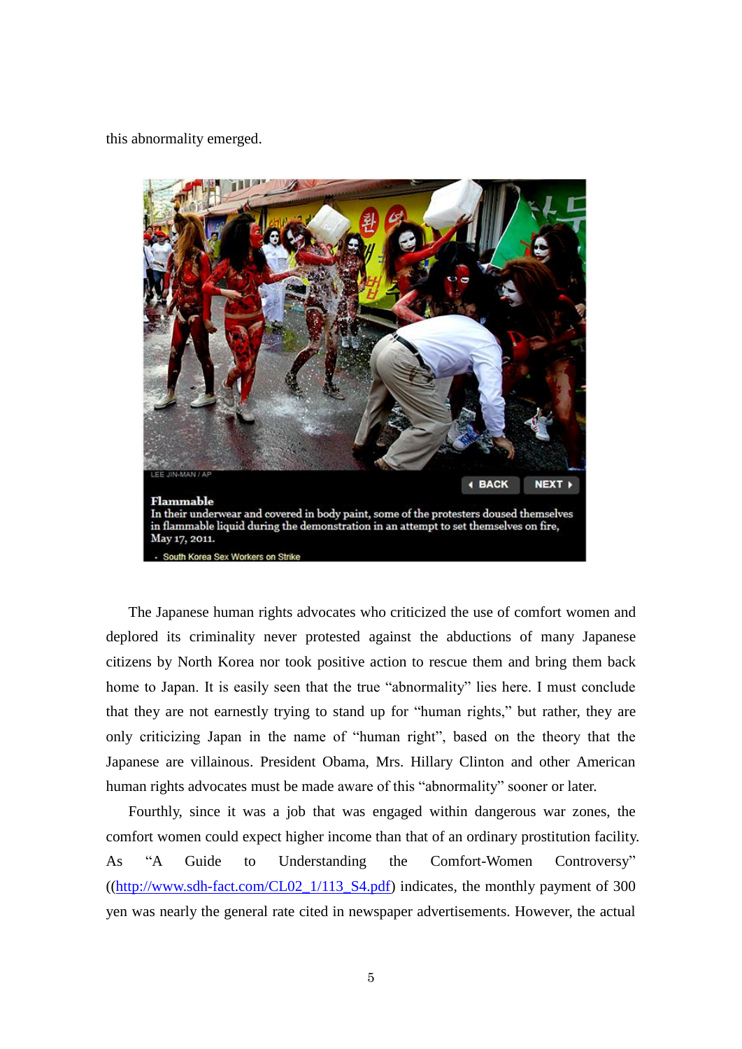this abnormality emerged.

LEE JIN-MAN / AP

BACK NEXT

**Flammable**

In their underwear and covered in body paint, some of the protesters doused themselves in flammable liquid during the demonstration in an attempt to set themselves on fire, May 17, 2011.

- South Korea Sex Workers on Strike

The Japanese human rights advocates who criticized the use of comfort women and deplored its criminality never protested against the abductions of many Japanese citizens by North Korea nor took positive action to rescue them and bring them back home to Japan. It is easily seen that the true "abnormality" lies here. I must conclude that they are not earnestly trying to stand up for "human rights," but rather, they are only criticizing Japan in the name of "human right", based on the theory that the Japanese are villainous. President Obama, Mrs. Hillary Clinton and other American human rights advocates must be made aware of this "abnormality" sooner or later.

Fourthly, since it was a job that was engaged within dangerous war zones, the comfort women could expect higher income than that of an ordinary prostitution facility. As "A Guide to Understanding the Comfort-Women Controversy" ((http://www.sdh-fact.com/CL02_1/113_S4.pdf) indicates, the monthly payment of 300 yen was nearly the general rate cited in newspaper advertisements. However, the actual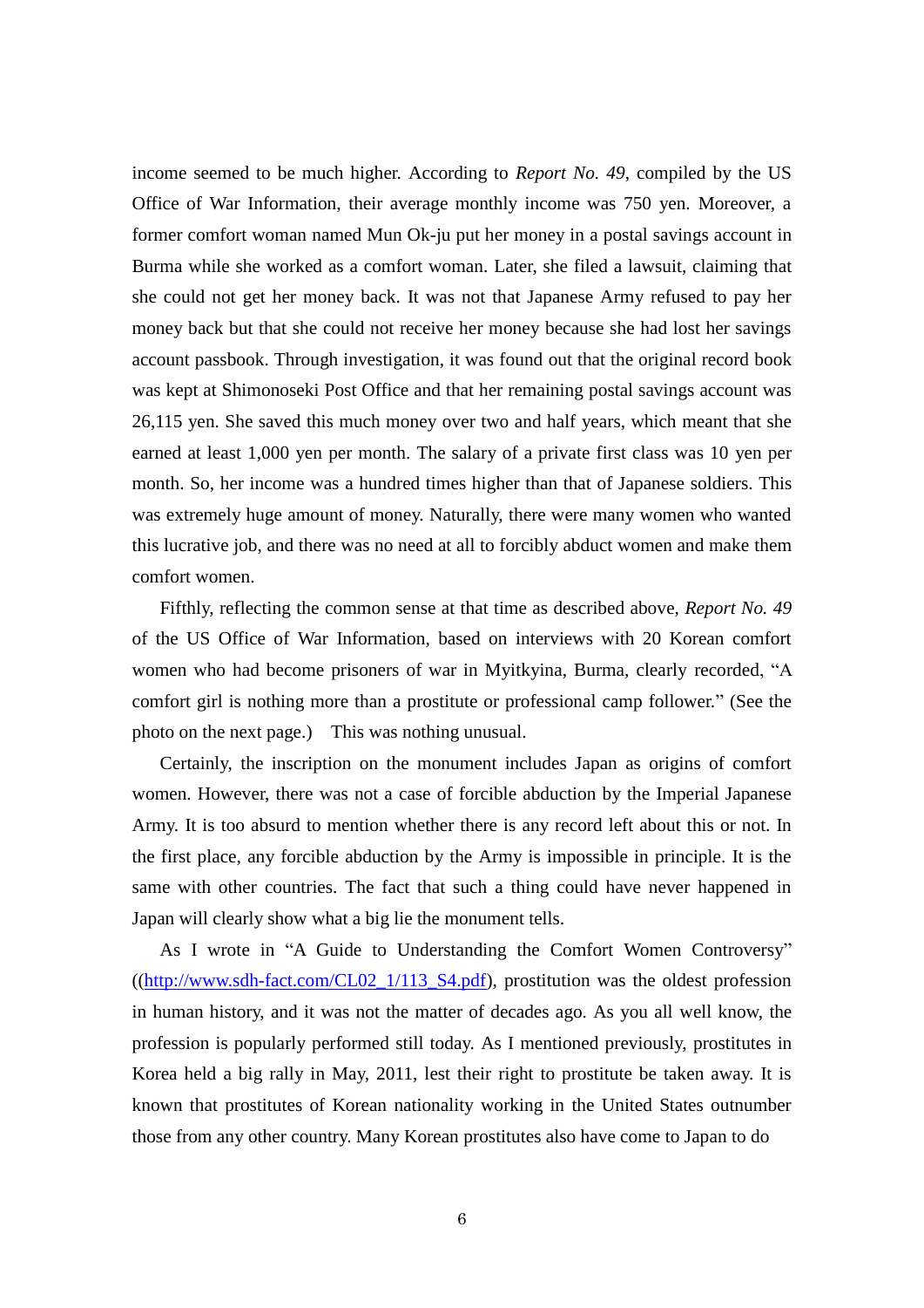income seemed to be much higher. According to *Report No. 49*, compiled by the US Office of War Information, their average monthly income was 750 yen. Moreover, a former comfort woman named Mun Ok-ju put her money in a postal savings account in Burma while she worked as a comfort woman. Later, she filed a lawsuit, claiming that she could not get her money back. It was not that Japanese Army refused to pay her money back but that she could not receive her money because she had lost her savings account passbook. Through investigation, it was found out that the original record book was kept at Shimonoseki Post Office and that her remaining postal savings account was 26,115 yen. She saved this much money over two and half years, which meant that she earned at least 1,000 yen per month. The salary of a private first class was 10 yen per month. So, her income was a hundred times higher than that of Japanese soldiers. This was extremely huge amount of money. Naturally, there were many women who wanted this lucrative job, and there was no need at all to forcibly abduct women and make them comfort women.

Fifthly, reflecting the common sense at that time as described above, *Report No. 49* of the US Office of War Information, based on interviews with 20 Korean comfort women who had become prisoners of war in Myitkyina, Burma, clearly recorded, "A comfort girl is nothing more than a prostitute or professional camp follower." (See the photo on the next page.) This was nothing unusual.

Certainly, the inscription on the monument includes Japan as origins of comfort women. However, there was not a case of forcible abduction by the Imperial Japanese Army. It is too absurd to mention whether there is any record left about this or not. In the first place, any forcible abduction by the Army is impossible in principle. It is the same with other countries. The fact that such a thing could have never happened in Japan will clearly show what a big lie the monument tells.

As I wrote in "A Guide to Understanding the Comfort Women Controversy" ((http://www.sdh-fact.com/CL02_1/113_S4.pdf), prostitution was the oldest profession in human history, and it was not the matter of decades ago. As you all well know, the profession is popularly performed still today. As I mentioned previously, prostitutes in Korea held a big rally in May, 2011, lest their right to prostitute be taken away. It is known that prostitutes of Korean nationality working in the United States outnumber those from any other country. Many Korean prostitutes also have come to Japan to do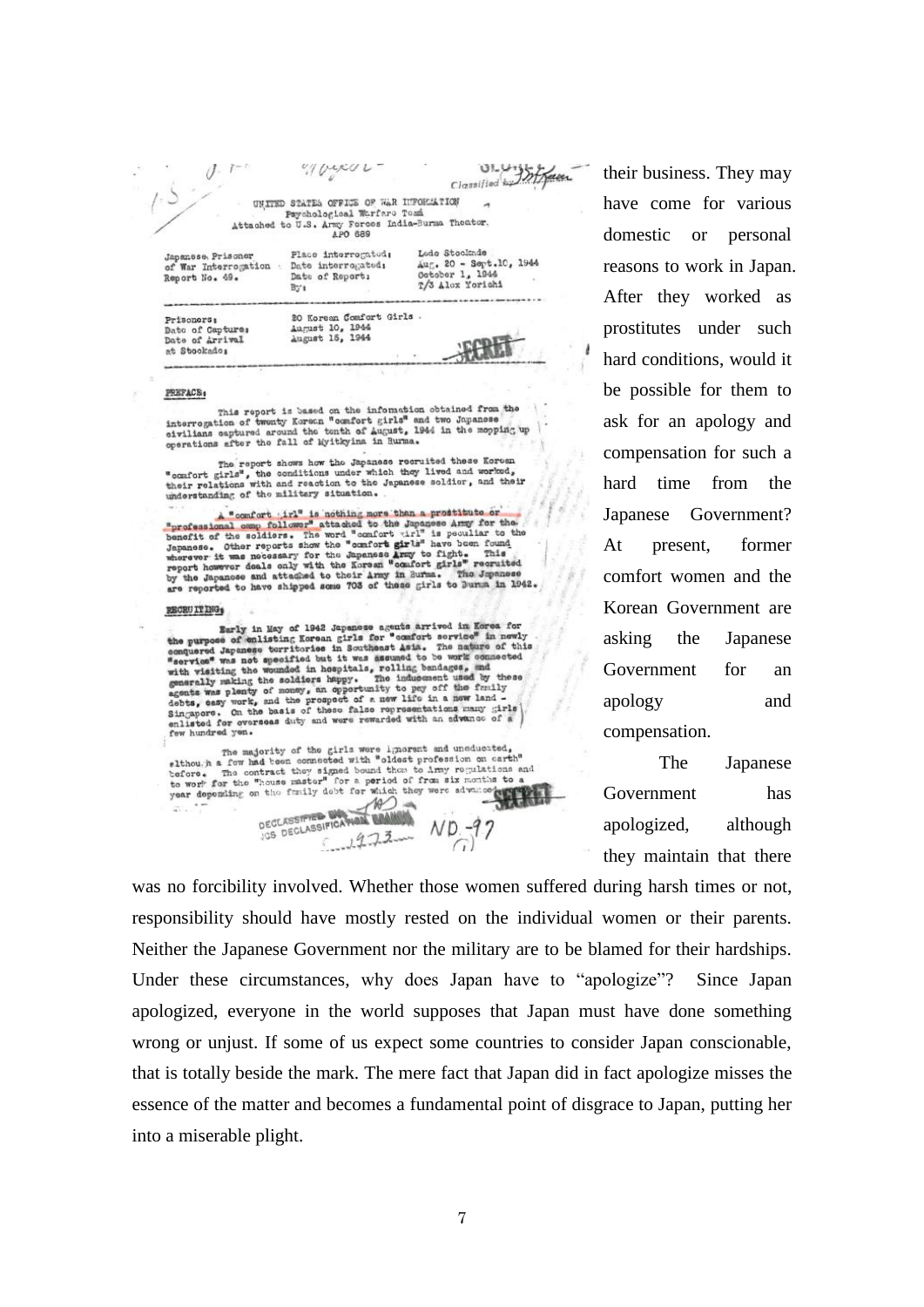Classified

UNITED STATES OFFICE OF WAR INFORMATION
Psychological Warfare Team
Attached to U.S. Army Forces India-Burma Theater.
APO 689

| | | |
|---|---|---|
| Japanese Prisoner of War Interrogation Report No. 49. | Place interrogated: | Ledo Stockade |
| | Date interrogated: | Aug. 20 - Sept.10, 1944 |
| | Date of Report: | October 1, 1944 |
| | By: | T/3 Alex Yorichi |

| | |
|---|---|
| Prisoners: | 20 Korean Comfort Girls |
| Date of Capture: | August 10, 1944 |
| Date of Arrival at Stockade: | August 15, 1944 |

SECRET

PREFACE:

This report is based on the information obtained from the interrogation of twenty Korean "comfort girls" and two Japanese civilians captured around the tenth of August, 1944 in the mopping up operations after the fall of Myitkyina in Burma.

The report shows how the Japanese recruited these Korean "comfort girls", the conditions under which they lived and worked, their relations with and reaction to the Japanese soldier, and their understanding of the military situation.

A "comfort girl" is nothing more than a prostitute or "professional camp follower" attached to the Japanese Army for the benefit of the soldiers. The word "comfort girl" is peculiar to the Japanese. Other reports show the "comfort girls" have been found wherever it was necessary for the Japanese Army to fight. This report however deals only with the Korean "comfort girls" recruited by the Japanese and attached to their Army in Burma. The Japanese are reported to have shipped some 703 of these girls to Burma in 1942.

RECRUITING:

Early in May of 1942 Japanese agents arrived in Korea for the purpose of enlisting Korean girls for "comfort service" in newly conquered Japanese territories in Southeast Asia. The nature of this "service" was not specified but it was assumed to be work connected with visiting the wounded in hospitals, rolling bandages, and generally making the soldiers happy. The inducement used by these agents was plenty of money, an opportunity to pay off the family debts, easy work, and the prospect of a new life in a new land - Singapore. On the basis of these false representations many girls enlisted for overseas duty and were rewarded with an advance of a few hundred yen.

The majority of the girls were ignorant and uneducated, although a few had been connected with "oldest profession on earth" before. The contract they signed bound them to Army regulations and to work for the "house master" for a period of from six months to a year depending on the family debt for which they were advanced

SECRET

DECLASSIFIED
JCS DECLASSIFICATION BRANCH

ND-97

their business. They may have come for various domestic or personal reasons to work in Japan. After they worked as prostitutes under such hard conditions, would it be possible for them to ask for an apology and compensation for such a hard time from the Japanese Government? At present, former comfort women and the Korean Government are asking the Japanese Government for an apology and compensation.

The Japanese Government has apologized, although they maintain that there was no forcibility involved. Whether those women suffered during harsh times or not, responsibility should have mostly rested on the individual women or their parents. Neither the Japanese Government nor the military are to be blamed for their hardships. Under these circumstances, why does Japan have to "apologize"? Since Japan apologized, everyone in the world supposes that Japan must have done something wrong or unjust. If some of us expect some countries to consider Japan conscionable, that is totally beside the mark. The mere fact that Japan did in fact apologize misses the essence of the matter and becomes a fundamental point of disgrace to Japan, putting her into a miserable plight.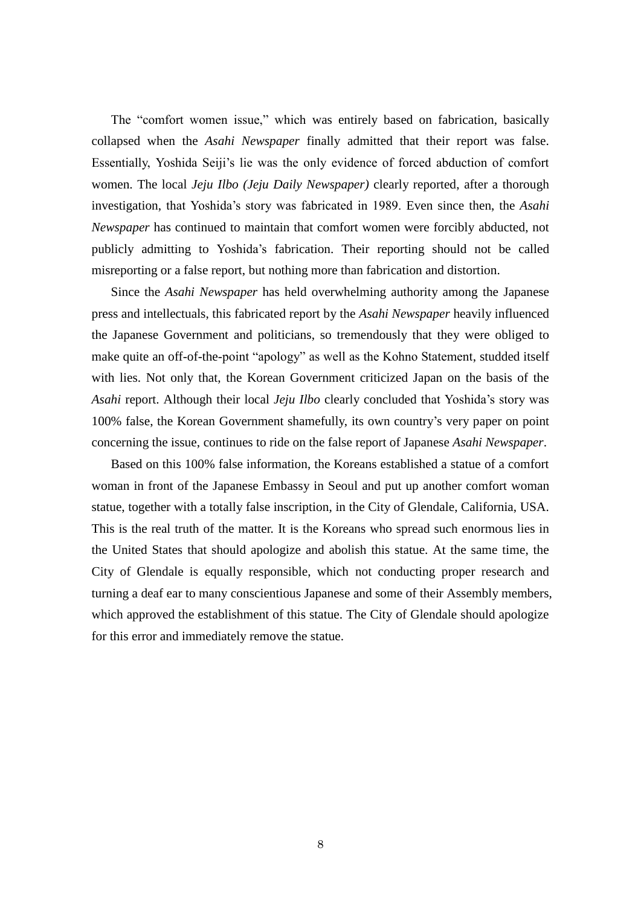The “comfort women issue,” which was entirely based on fabrication, basically collapsed when the *Asahi Newspaper* finally admitted that their report was false. Essentially, Yoshida Seiji’s lie was the only evidence of forced abduction of comfort women. The local *Jeju Ilbo (Jeju Daily Newspaper)* clearly reported, after a thorough investigation, that Yoshida’s story was fabricated in 1989. Even since then, the *Asahi Newspaper* has continued to maintain that comfort women were forcibly abducted, not publicly admitting to Yoshida’s fabrication. Their reporting should not be called misreporting or a false report, but nothing more than fabrication and distortion.

Since the *Asahi Newspaper* has held overwhelming authority among the Japanese press and intellectuals, this fabricated report by the *Asahi Newspaper* heavily influenced the Japanese Government and politicians, so tremendously that they were obliged to make quite an off-of-the-point “apology” as well as the Kohno Statement, studded itself with lies. Not only that, the Korean Government criticized Japan on the basis of the *Asahi* report. Although their local *Jeju Ilbo* clearly concluded that Yoshida’s story was 100% false, the Korean Government shamefully, its own country’s very paper on point concerning the issue, continues to ride on the false report of Japanese *Asahi Newspaper*.

Based on this 100% false information, the Koreans established a statue of a comfort woman in front of the Japanese Embassy in Seoul and put up another comfort woman statue, together with a totally false inscription, in the City of Glendale, California, USA. This is the real truth of the matter. It is the Koreans who spread such enormous lies in the United States that should apologize and abolish this statue. At the same time, the City of Glendale is equally responsible, which not conducting proper research and turning a deaf ear to many conscientious Japanese and some of their Assembly members, which approved the establishment of this statue. The City of Glendale should apologize for this error and immediately remove the statue.